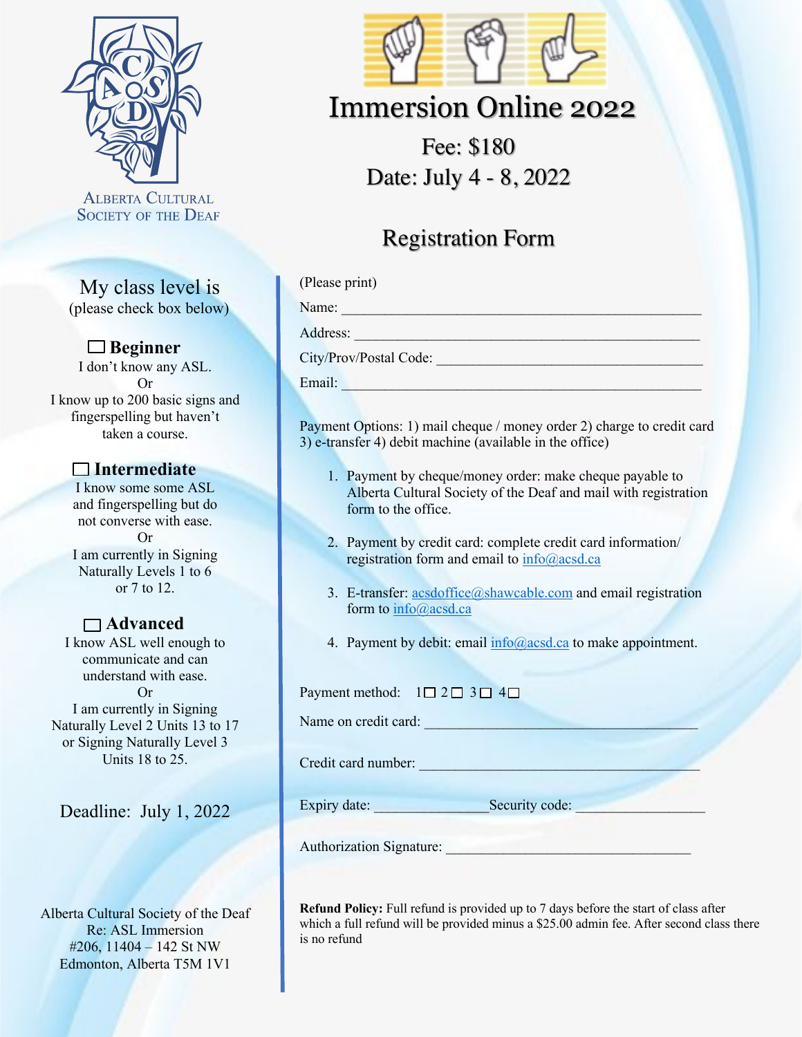Alberta Cultural Society of the Deaf

# Immersion Online 2022

Fee: $180

Date: July 4 - 8, 2022

## Registration Form

My class level is
(please check box below)

☐ **Beginner**
I don't know any ASL.
Or
I know up to 200 basic signs and fingerspelling but haven't taken a course.

☐ **Intermediate**
I know some some ASL and fingerspelling but do not converse with ease.
Or
I am currently in Signing Naturally Levels 1 to 6 or 7 to 12.

☐ **Advanced**
I know ASL well enough to communicate and can understand with ease.
Or
I am currently in Signing Naturally Level 2 Units 13 to 17 or Signing Naturally Level 3 Units 18 to 25.

Deadline: July 1, 2022

Alberta Cultural Society of the Deaf
Re: ASL Immersion
#206, 11404 – 142 St NW
Edmonton, Alberta T5M 1V1

(Please print)

Name: ______________________________________________

Address: ______________________________________________

City/Prov/Postal Code: ______________________________________

Email: ______________________________________________

Payment Options: 1) mail cheque / money order 2) charge to credit card 3) e-transfer 4) debit machine (available in the office)

1. Payment by cheque/money order: make cheque payable to Alberta Cultural Society of the Deaf and mail with registration form to the office.
2. Payment by credit card: complete credit card information/ registration form and email to info@acsd.ca
3. E-transfer: acsdoffice@shawcable.com and email registration form to info@acsd.ca
4. Payment by debit: email info@acsd.ca to make appointment.

Payment method: 1☐ 2☐ 3☐ 4☐

Name on credit card: ____________________________________

Credit card number: ____________________________________

Expiry date: _______________ Security code: _________________

Authorization Signature: _________________________________

**Refund Policy:** Full refund is provided up to 7 days before the start of class after which a full refund will be provided minus a $25.00 admin fee. After second class there is no refund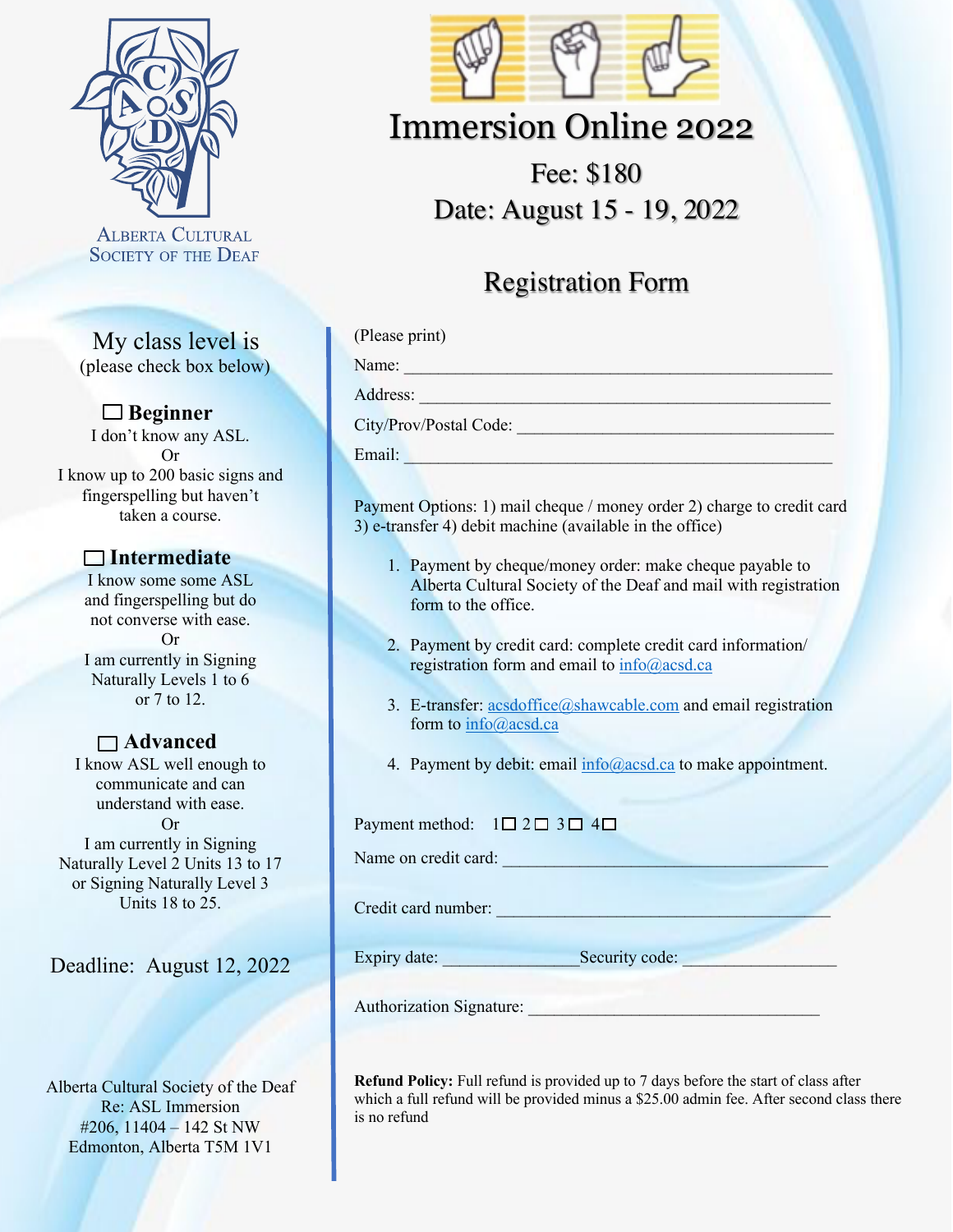Alberta Cultural Society of the Deaf

# Immersion Online 2022

Fee: $180

Date: August 15 - 19, 2022

## Registration Form

### My class level is

(please check box below)

☐ **Beginner**

I don't know any ASL.
Or
I know up to 200 basic signs and fingerspelling but haven't taken a course.

☐ **Intermediate**

I know some some ASL and fingerspelling but do not converse with ease.
Or
I am currently in Signing Naturally Levels 1 to 6 or 7 to 12.

☐ **Advanced**

I know ASL well enough to communicate and can understand with ease.
Or
I am currently in Signing Naturally Level 2 Units 13 to 17 or Signing Naturally Level 3 Units 18 to 25.

Deadline: August 12, 2022

Alberta Cultural Society of the Deaf
Re: ASL Immersion
#206, 11404 – 142 St NW
Edmonton, Alberta T5M 1V1

(Please print)

Name: ____________________________________________

Address: ____________________________________________

City/Prov/Postal Code: ________________________________

Email: ____________________________________________

Payment Options: 1) mail cheque / money order 2) charge to credit card 3) e-transfer 4) debit machine (available in the office)

1. Payment by cheque/money order: make cheque payable to Alberta Cultural Society of the Deaf and mail with registration form to the office.
2. Payment by credit card: complete credit card information/ registration form and email to info@acsd.ca
3. E-transfer: acsdoffice@shawcable.com and email registration form to info@acsd.ca
4. Payment by debit: email info@acsd.ca to make appointment.

Payment method: 1☐ 2☐ 3☐ 4☐

Name on credit card: ____________________________________

Credit card number: ____________________________________

Expiry date: ______________ Security code: ________________

Authorization Signature: ________________________________

**Refund Policy:** Full refund is provided up to 7 days before the start of class after which a full refund will be provided minus a $25.00 admin fee. After second class there is no refund